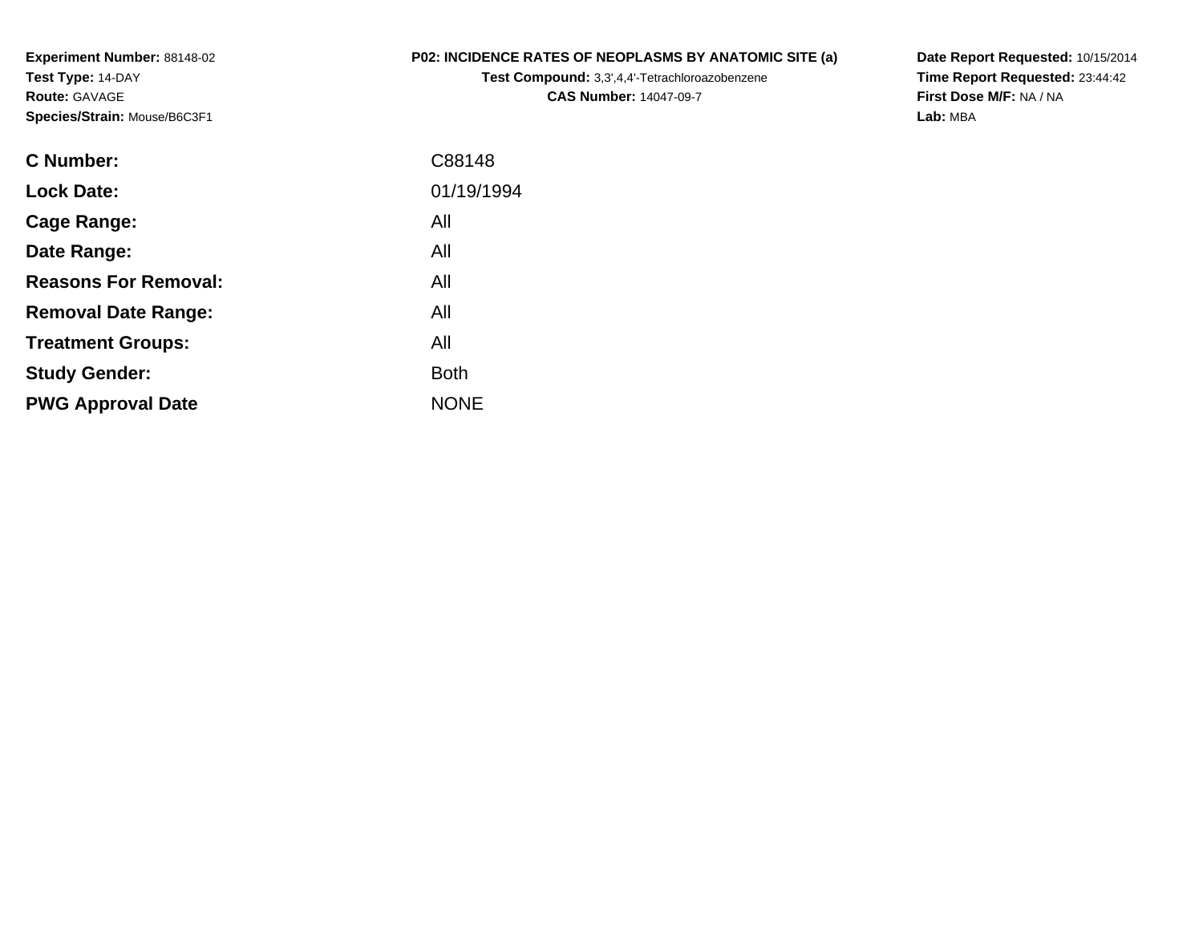**Experiment Number:** 88148-02
**Test Type:** 14-DAY
**Route:** GAVAGE
**Species/Strain:** Mouse/B6C3F1

**P02: INCIDENCE RATES OF NEOPLASMS BY ANATOMIC SITE (a)**
**Test Compound:** 3,3',4,4'-Tetrachloroazobenzene
**CAS Number:** 14047-09-7

**Date Report Requested:** 10/15/2014
**Time Report Requested:** 23:44:42
**First Dose M/F:** NA / NA
**Lab:** MBA

| | |
|---|---|
| **C Number:** | C88148 |
| **Lock Date:** | 01/19/1994 |
| **Cage Range:** | All |
| **Date Range:** | All |
| **Reasons For Removal:** | All |
| **Removal Date Range:** | All |
| **Treatment Groups:** | All |
| **Study Gender:** | Both |
| **PWG Approval Date** | NONE |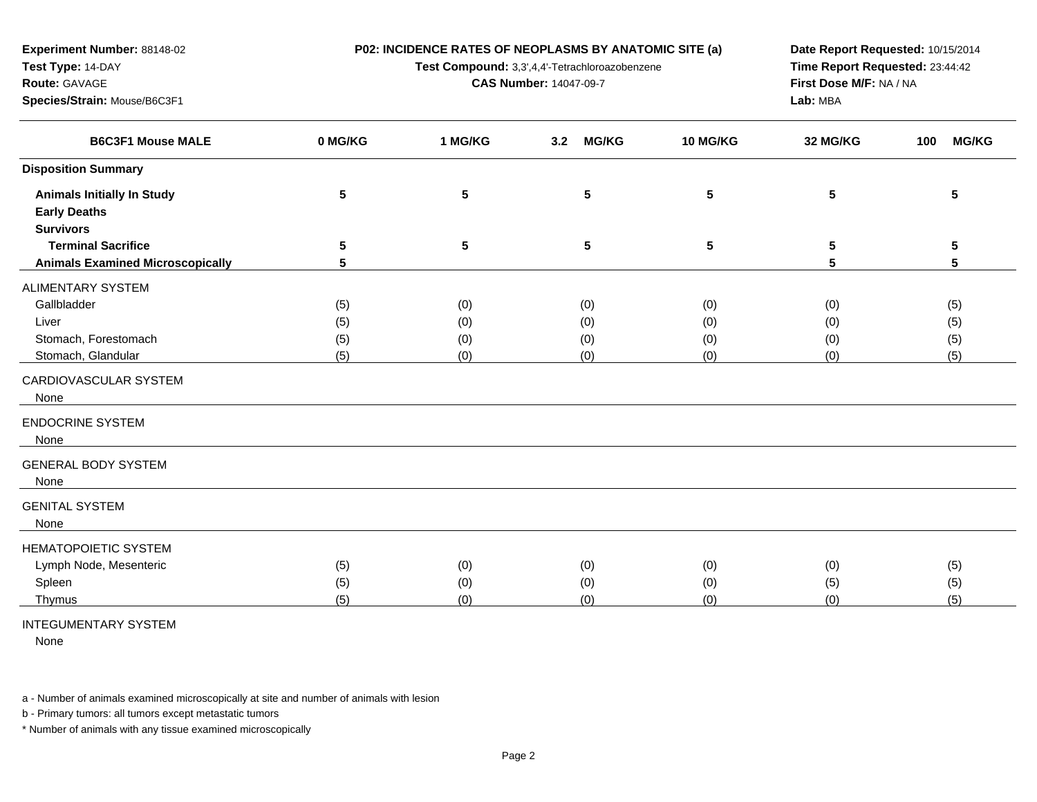**Experiment Number:** 88148-02
**Test Type:** 14-DAY
**Route:** GAVAGE
**Species/Strain:** Mouse/B6C3F1

**P02: INCIDENCE RATES OF NEOPLASMS BY ANATOMIC SITE (a)**
**Test Compound:** 3,3',4,4'-Tetrachloroazobenzene
**CAS Number:** 14047-09-7

**Date Report Requested:** 10/15/2014
**Time Report Requested:** 23:44:42
**First Dose M/F:** NA / NA
**Lab:** MBA

| B6C3F1 Mouse MALE | 0 MG/KG | 1 MG/KG | 3.2 MG/KG | 10 MG/KG | 32 MG/KG | 100 MG/KG |
|---|---|---|---|---|---|---|
| **Disposition Summary** | | | | | | |
| **Animals Initially In Study** | 5 | 5 | 5 | 5 | 5 | 5 |
| **Early Deaths** | | | | | | |
| **Survivors** | | | | | | |
| **Terminal Sacrifice** | 5 | 5 | 5 | 5 | 5 | 5 |
| **Animals Examined Microscopically** | 5 | | | | 5 | 5 |
| ALIMENTARY SYSTEM | | | | | | |
| Gallbladder | (5) | (0) | (0) | (0) | (0) | (5) |
| Liver | (5) | (0) | (0) | (0) | (0) | (5) |
| Stomach, Forestomach | (5) | (0) | (0) | (0) | (0) | (5) |
| Stomach, Glandular | (5) | (0) | (0) | (0) | (0) | (5) |
| CARDIOVASCULAR SYSTEM | | | | | | |
| None | | | | | | |
| ENDOCRINE SYSTEM | | | | | | |
| None | | | | | | |
| GENERAL BODY SYSTEM | | | | | | |
| None | | | | | | |
| GENITAL SYSTEM | | | | | | |
| None | | | | | | |
| HEMATOPOIETIC SYSTEM | | | | | | |
| Lymph Node, Mesenteric | (5) | (0) | (0) | (0) | (0) | (5) |
| Spleen | (5) | (0) | (0) | (0) | (5) | (5) |
| Thymus | (5) | (0) | (0) | (0) | (0) | (5) |
| INTEGUMENTARY SYSTEM | | | | | | |
| None | | | | | | |

a - Number of animals examined microscopically at site and number of animals with lesion

b - Primary tumors: all tumors except metastatic tumors

* Number of animals with any tissue examined microscopically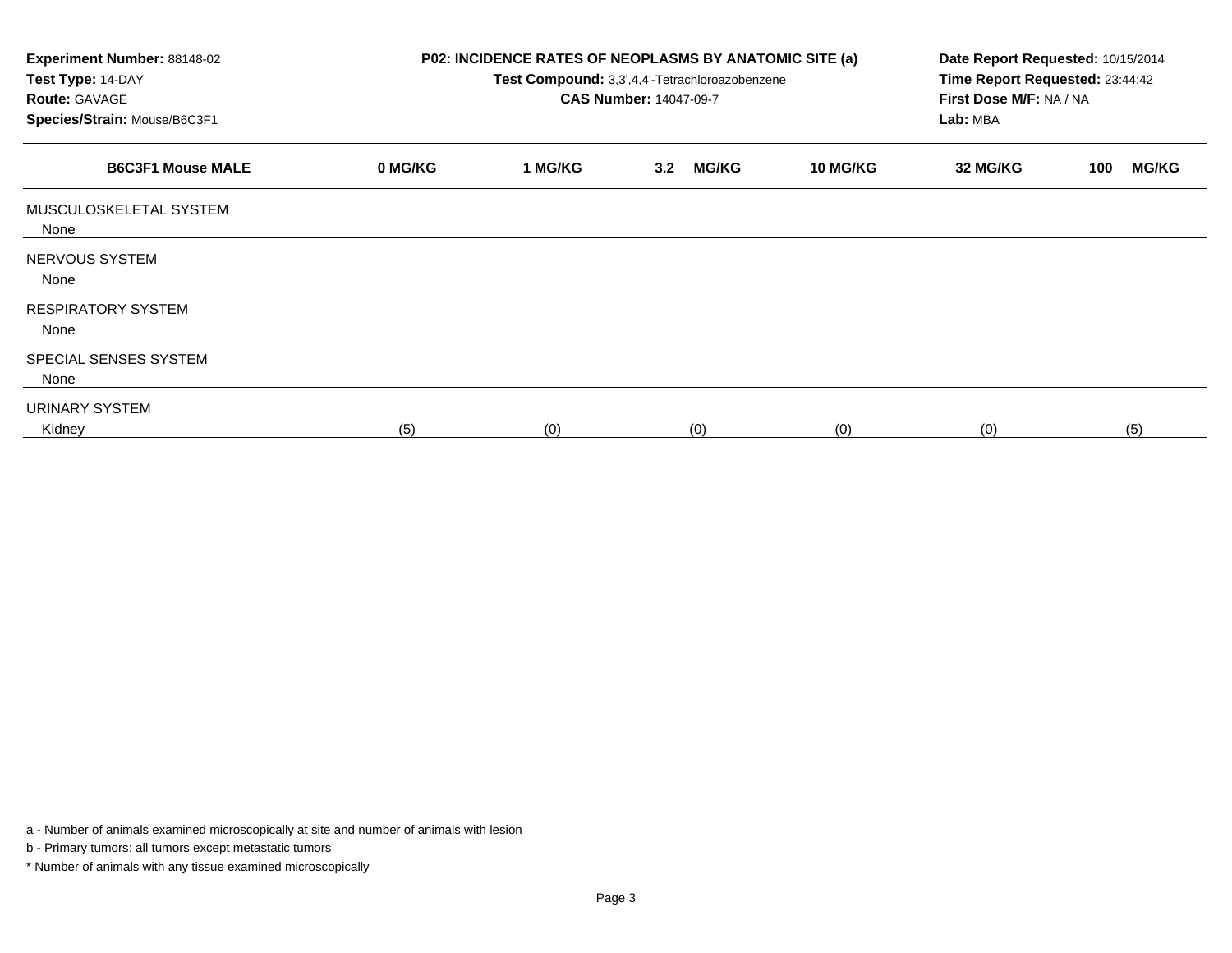**Experiment Number:** 88148-02
**Test Type:** 14-DAY
**Route:** GAVAGE
**Species/Strain:** Mouse/B6C3F1

**P02: INCIDENCE RATES OF NEOPLASMS BY ANATOMIC SITE (a)**
**Test Compound:** 3,3',4,4'-Tetrachloroazobenzene
**CAS Number:** 14047-09-7

**Date Report Requested:** 10/15/2014
**Time Report Requested:** 23:44:42
**First Dose M/F:** NA / NA
**Lab:** MBA

| B6C3F1 Mouse MALE | 0 MG/KG | 1 MG/KG | 3.2 MG/KG | 10 MG/KG | 32 MG/KG | 100 MG/KG |
|---|---|---|---|---|---|---|
| MUSCULOSKELETAL SYSTEM | | | | | | |
| None | | | | | | |
| NERVOUS SYSTEM | | | | | | |
| None | | | | | | |
| RESPIRATORY SYSTEM | | | | | | |
| None | | | | | | |
| SPECIAL SENSES SYSTEM | | | | | | |
| None | | | | | | |
| URINARY SYSTEM | | | | | | |
| Kidney | (5) | (0) | (0) | (0) | (0) | (5) |

a - Number of animals examined microscopically at site and number of animals with lesion

b - Primary tumors: all tumors except metastatic tumors

* Number of animals with any tissue examined microscopically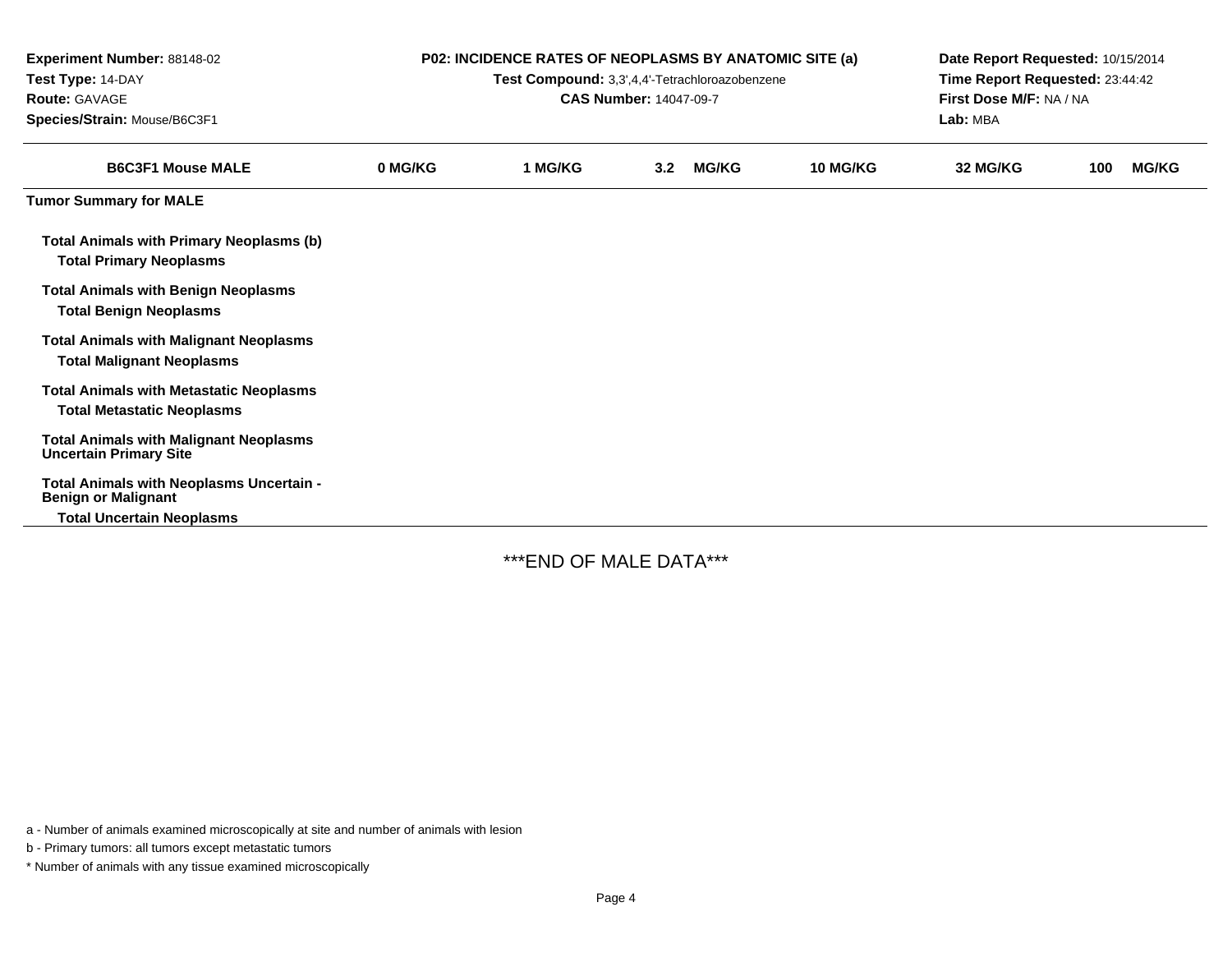**Experiment Number:** 88148-02
**Test Type:** 14-DAY
**Route:** GAVAGE
**Species/Strain:** Mouse/B6C3F1

**P02: INCIDENCE RATES OF NEOPLASMS BY ANATOMIC SITE (a)**
**Test Compound:** 3,3',4,4'-Tetrachloroazobenzene
**CAS Number:** 14047-09-7

**Date Report Requested:** 10/15/2014
**Time Report Requested:** 23:44:42
**First Dose M/F:** NA / NA
**Lab:** MBA

| B6C3F1 Mouse MALE | 0 MG/KG | 1 MG/KG | 3.2 MG/KG | 10 MG/KG | 32 MG/KG | 100 MG/KG |
|---|---|---|---|---|---|---|
| **Tumor Summary for MALE** | | | | | | |
| **Total Animals with Primary Neoplasms (b)** | | | | | | |
| **Total Primary Neoplasms** | | | | | | |
| **Total Animals with Benign Neoplasms** | | | | | | |
| **Total Benign Neoplasms** | | | | | | |
| **Total Animals with Malignant Neoplasms** | | | | | | |
| **Total Malignant Neoplasms** | | | | | | |
| **Total Animals with Metastatic Neoplasms** | | | | | | |
| **Total Metastatic Neoplasms** | | | | | | |
| **Total Animals with Malignant Neoplasms Uncertain Primary Site** | | | | | | |
| **Total Animals with Neoplasms Uncertain - Benign or Malignant** | | | | | | |
| **Total Uncertain Neoplasms** | | | | | | |

***END OF MALE DATA***

a - Number of animals examined microscopically at site and number of animals with lesion

b - Primary tumors: all tumors except metastatic tumors

* Number of animals with any tissue examined microscopically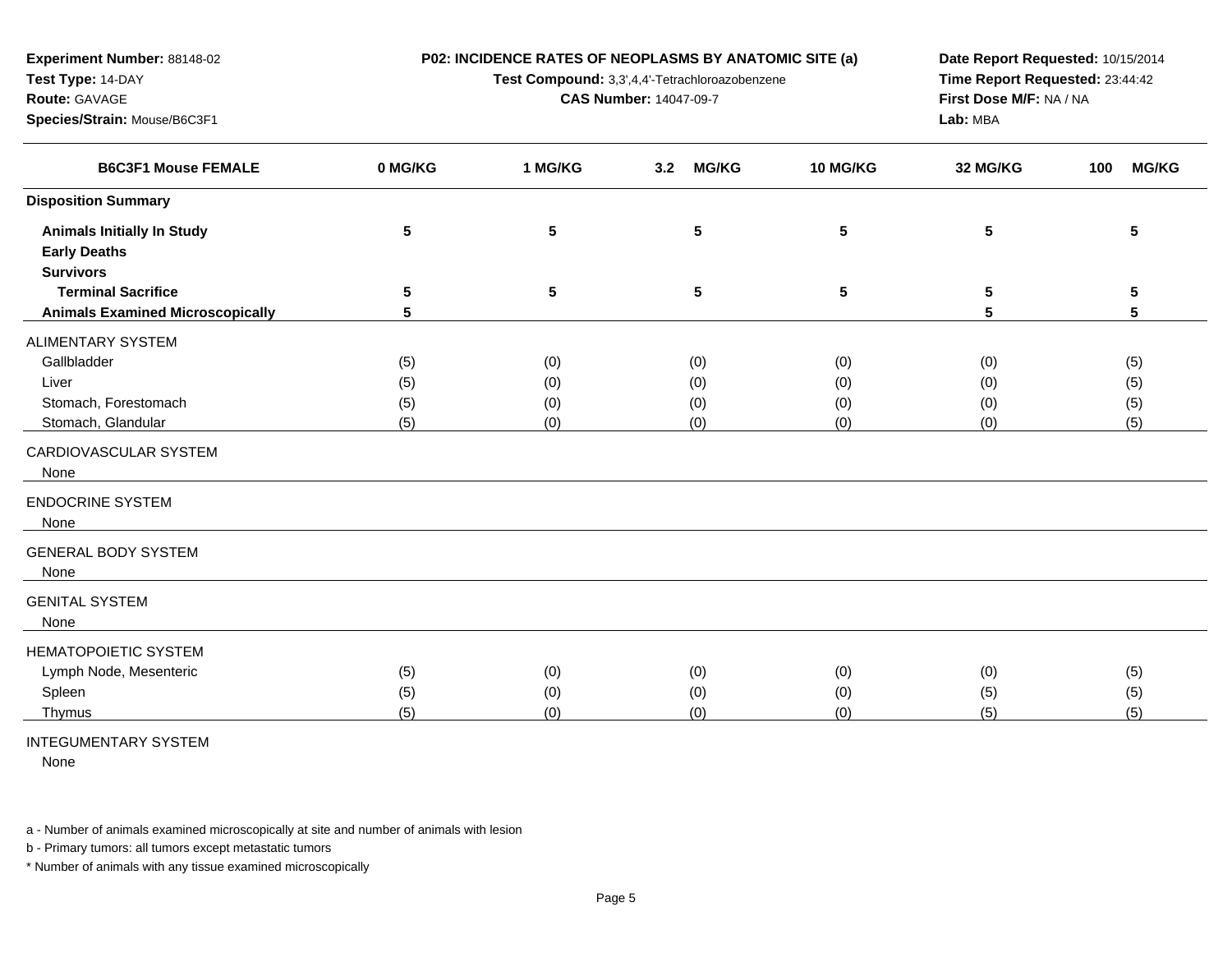**Experiment Number:** 88148-02
**Test Type:** 14-DAY
**Route:** GAVAGE
**Species/Strain:** Mouse/B6C3F1

**P02: INCIDENCE RATES OF NEOPLASMS BY ANATOMIC SITE (a)**
**Test Compound:** 3,3',4,4'-Tetrachloroazobenzene
**CAS Number:** 14047-09-7

**Date Report Requested:** 10/15/2014
**Time Report Requested:** 23:44:42
**First Dose M/F:** NA / NA
**Lab:** MBA

| B6C3F1 Mouse FEMALE | 0 MG/KG | 1 MG/KG | 3.2 MG/KG | 10 MG/KG | 32 MG/KG | 100 MG/KG |
|---|---|---|---|---|---|---|
| **Disposition Summary** | | | | | | |
| **Animals Initially In Study** | 5 | 5 | 5 | 5 | 5 | 5 |
| **Early Deaths** | | | | | | |
| **Survivors** | | | | | | |
| **Terminal Sacrifice** | 5 | 5 | 5 | 5 | 5 | 5 |
| **Animals Examined Microscopically** | 5 | | | | 5 | 5 |
| ALIMENTARY SYSTEM | | | | | | |
| Gallbladder | (5) | (0) | (0) | (0) | (0) | (5) |
| Liver | (5) | (0) | (0) | (0) | (0) | (5) |
| Stomach, Forestomach | (5) | (0) | (0) | (0) | (0) | (5) |
| Stomach, Glandular | (5) | (0) | (0) | (0) | (0) | (5) |
| CARDIOVASCULAR SYSTEM | | | | | | |
| None | | | | | | |
| ENDOCRINE SYSTEM | | | | | | |
| None | | | | | | |
| GENERAL BODY SYSTEM | | | | | | |
| None | | | | | | |
| GENITAL SYSTEM | | | | | | |
| None | | | | | | |
| HEMATOPOIETIC SYSTEM | | | | | | |
| Lymph Node, Mesenteric | (5) | (0) | (0) | (0) | (0) | (5) |
| Spleen | (5) | (0) | (0) | (0) | (5) | (5) |
| Thymus | (5) | (0) | (0) | (0) | (5) | (5) |
| INTEGUMENTARY SYSTEM | | | | | | |
| None | | | | | | |

a - Number of animals examined microscopically at site and number of animals with lesion

b - Primary tumors: all tumors except metastatic tumors

* Number of animals with any tissue examined microscopically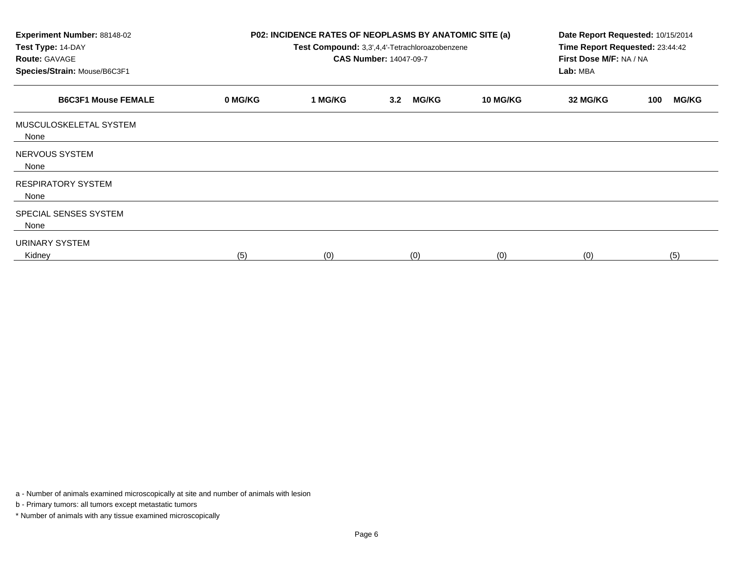**Experiment Number:** 88148-02
**Test Type:** 14-DAY
**Route:** GAVAGE
**Species/Strain:** Mouse/B6C3F1

**P02: INCIDENCE RATES OF NEOPLASMS BY ANATOMIC SITE (a)**
**Test Compound:** 3,3',4,4'-Tetrachloroazobenzene
**CAS Number:** 14047-09-7

**Date Report Requested:** 10/15/2014
**Time Report Requested:** 23:44:42
**First Dose M/F:** NA / NA
**Lab:** MBA

| B6C3F1 Mouse FEMALE | 0 MG/KG | 1 MG/KG | 3.2 MG/KG | 10 MG/KG | 32 MG/KG | 100 MG/KG |
|---|---|---|---|---|---|---|
| MUSCULOSKELETAL SYSTEM | | | | | | |
| None | | | | | | |
| NERVOUS SYSTEM | | | | | | |
| None | | | | | | |
| RESPIRATORY SYSTEM | | | | | | |
| None | | | | | | |
| SPECIAL SENSES SYSTEM | | | | | | |
| None | | | | | | |
| URINARY SYSTEM | | | | | | |
| Kidney | (5) | (0) | (0) | (0) | (0) | (5) |

a - Number of animals examined microscopically at site and number of animals with lesion

b - Primary tumors: all tumors except metastatic tumors

* Number of animals with any tissue examined microscopically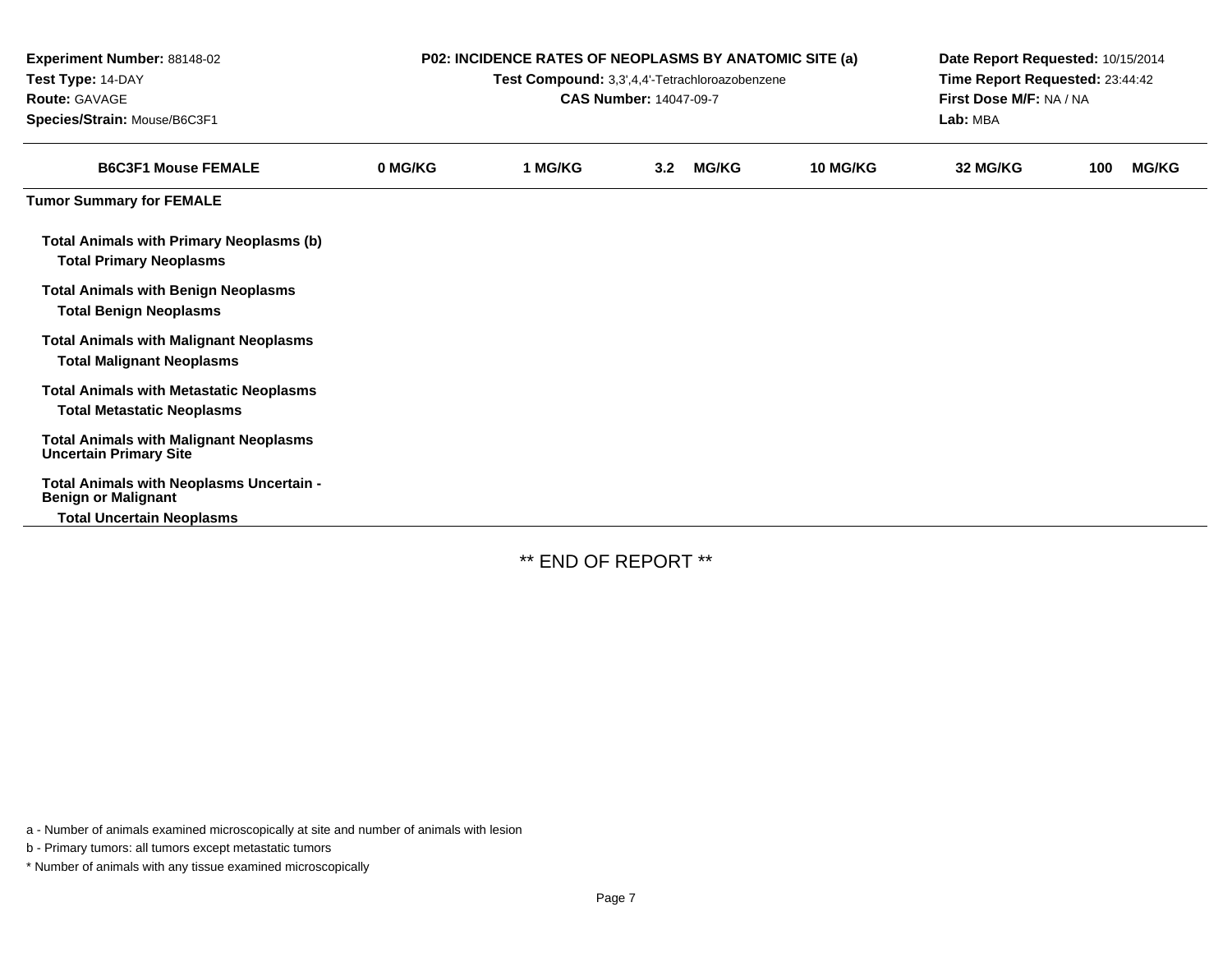**Experiment Number:** 88148-02
**Test Type:** 14-DAY
**Route:** GAVAGE
**Species/Strain:** Mouse/B6C3F1

**P02: INCIDENCE RATES OF NEOPLASMS BY ANATOMIC SITE (a)**
**Test Compound:** 3,3',4,4'-Tetrachloroazobenzene
**CAS Number:** 14047-09-7

**Date Report Requested:** 10/15/2014
**Time Report Requested:** 23:44:42
**First Dose M/F:** NA / NA
**Lab:** MBA

| B6C3F1 Mouse FEMALE | 0 MG/KG | 1 MG/KG | 3.2 MG/KG | 10 MG/KG | 32 MG/KG | 100 MG/KG |
|---|---|---|---|---|---|---|
| **Tumor Summary for FEMALE** | | | | | | |
| **Total Animals with Primary Neoplasms (b)** | | | | | | |
| **Total Primary Neoplasms** | | | | | | |
| **Total Animals with Benign Neoplasms** | | | | | | |
| **Total Benign Neoplasms** | | | | | | |
| **Total Animals with Malignant Neoplasms** | | | | | | |
| **Total Malignant Neoplasms** | | | | | | |
| **Total Animals with Metastatic Neoplasms** | | | | | | |
| **Total Metastatic Neoplasms** | | | | | | |
| **Total Animals with Malignant Neoplasms Uncertain Primary Site** | | | | | | |
| **Total Animals with Neoplasms Uncertain - Benign or Malignant** | | | | | | |
| **Total Uncertain Neoplasms** | | | | | | |

** END OF REPORT **

a - Number of animals examined microscopically at site and number of animals with lesion

b - Primary tumors: all tumors except metastatic tumors

* Number of animals with any tissue examined microscopically